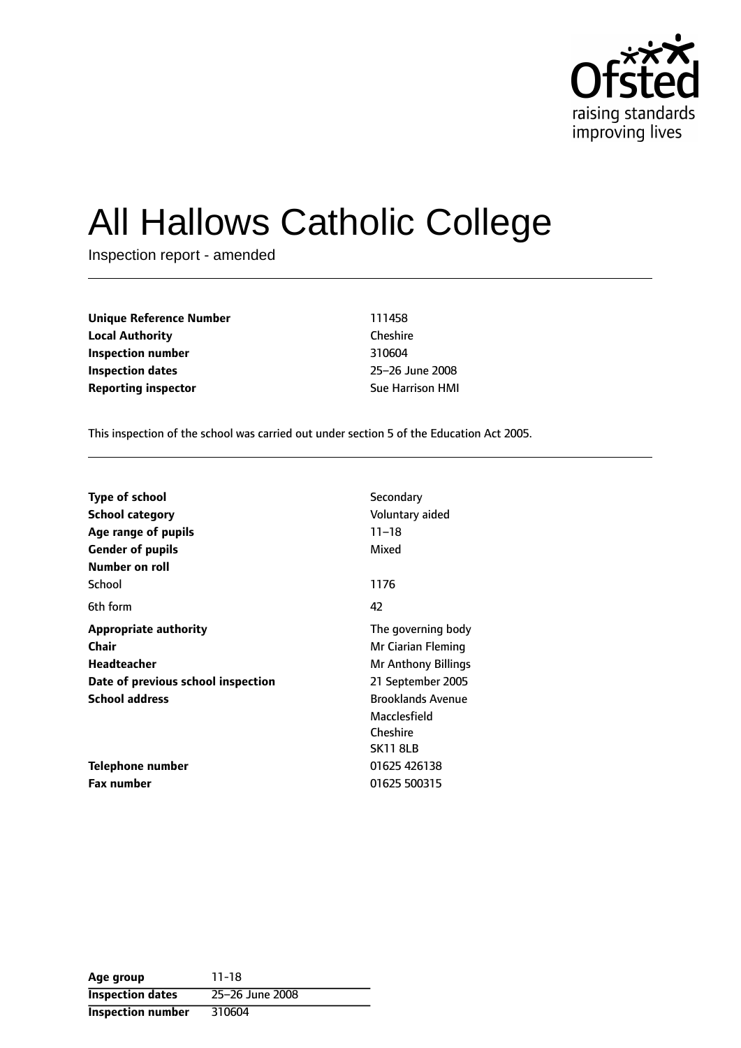Ofsted
raising standards
improving lives

# All Hallows Catholic College

Inspection report - amended

| | |
|---|---|
| **Unique Reference Number** | 111458 |
| **Local Authority** | Cheshire |
| **Inspection number** | 310604 |
| **Inspection dates** | 25–26 June 2008 |
| **Reporting inspector** | Sue Harrison HMI |

This inspection of the school was carried out under section 5 of the Education Act 2005.

| | |
|---|---|
| **Type of school** | Secondary |
| **School category** | Voluntary aided |
| **Age range of pupils** | 11–18 |
| **Gender of pupils** | Mixed |
| **Number on roll** | |
| School | 1176 |
| 6th form | 42 |
| **Appropriate authority** | The governing body |
| **Chair** | Mr Ciarian Fleming |
| **Headteacher** | Mr Anthony Billings |
| **Date of previous school inspection** | 21 September 2005 |
| **School address** | Brooklands Avenue<br>Macclesfield<br>Cheshire<br>SK11 8LB |
| **Telephone number** | 01625 426138 |
| **Fax number** | 01625 500315 |

| | |
|---|---|
| **Age group** | 11-18 |
| **Inspection dates** | 25–26 June 2008 |
| **Inspection number** | 310604 |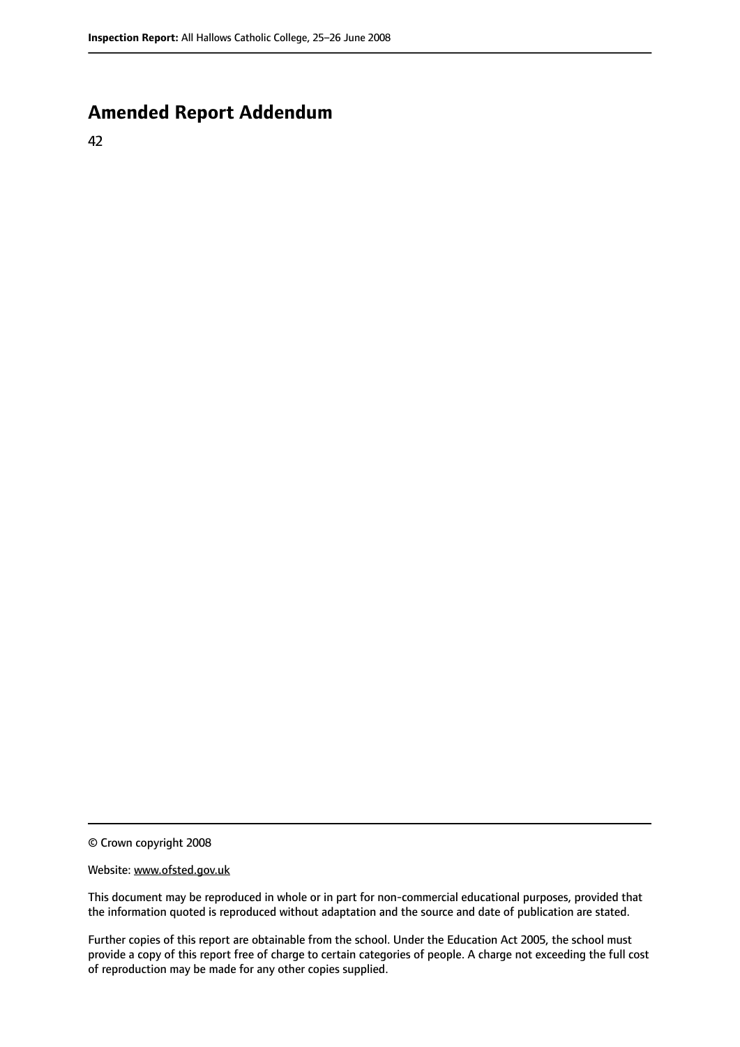## Amended Report Addendum

42

---

© Crown copyright 2008

Website: www.ofsted.gov.uk

This document may be reproduced in whole or in part for non-commercial educational purposes, provided that the information quoted is reproduced without adaptation and the source and date of publication are stated.

Further copies of this report are obtainable from the school. Under the Education Act 2005, the school must provide a copy of this report free of charge to certain categories of people. A charge not exceeding the full cost of reproduction may be made for any other copies supplied.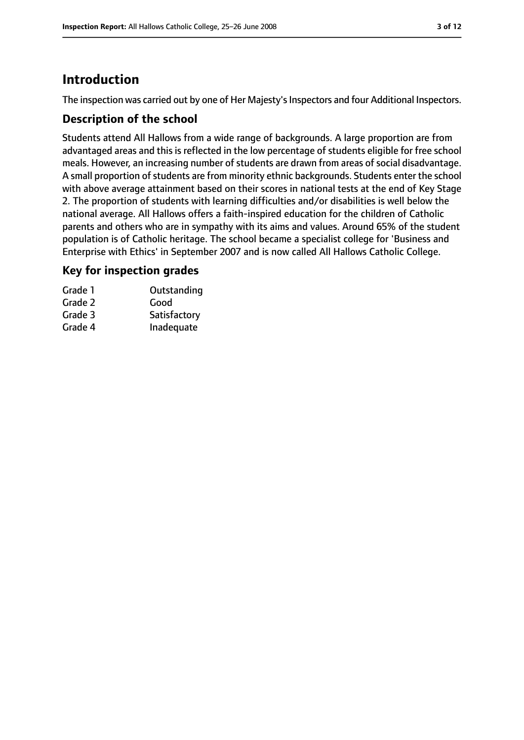# Introduction

The inspection was carried out by one of Her Majesty's Inspectors and four Additional Inspectors.

## Description of the school

Students attend All Hallows from a wide range of backgrounds. A large proportion are from advantaged areas and this is reflected in the low percentage of students eligible for free school meals. However, an increasing number of students are drawn from areas of social disadvantage. A small proportion of students are from minority ethnic backgrounds. Students enter the school with above average attainment based on their scores in national tests at the end of Key Stage 2. The proportion of students with learning difficulties and/or disabilities is well below the national average. All Hallows offers a faith-inspired education for the children of Catholic parents and others who are in sympathy with its aims and values. Around 65% of the student population is of Catholic heritage. The school became a specialist college for 'Business and Enterprise with Ethics' in September 2007 and is now called All Hallows Catholic College.

## Key for inspection grades

| | |
|---|---|
| Grade 1 | Outstanding |
| Grade 2 | Good |
| Grade 3 | Satisfactory |
| Grade 4 | Inadequate |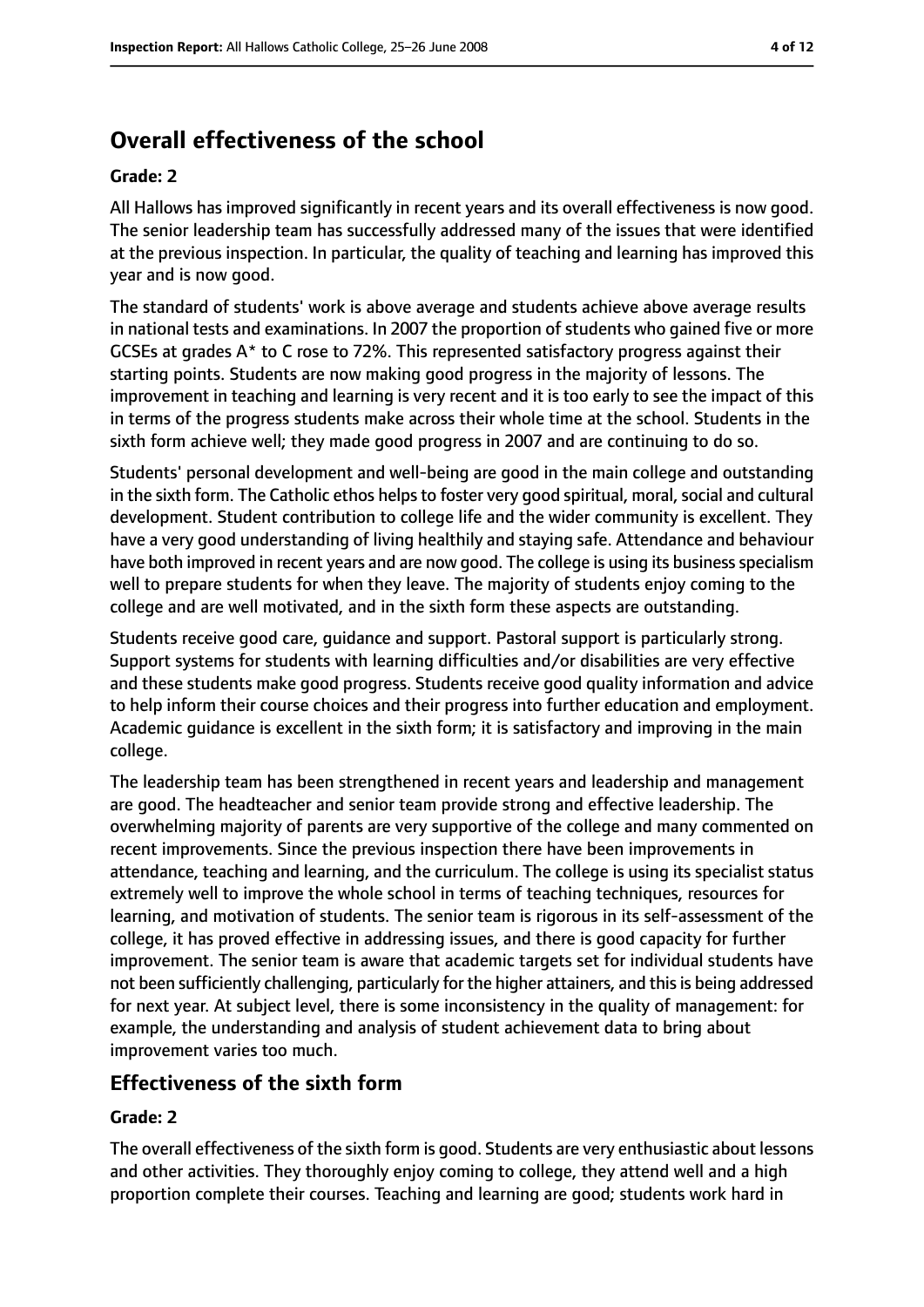## Overall effectiveness of the school

### Grade: 2

All Hallows has improved significantly in recent years and its overall effectiveness is now good. The senior leadership team has successfully addressed many of the issues that were identified at the previous inspection. In particular, the quality of teaching and learning has improved this year and is now good.

The standard of students' work is above average and students achieve above average results in national tests and examinations. In 2007 the proportion of students who gained five or more GCSEs at grades A* to C rose to 72%. This represented satisfactory progress against their starting points. Students are now making good progress in the majority of lessons. The improvement in teaching and learning is very recent and it is too early to see the impact of this in terms of the progress students make across their whole time at the school. Students in the sixth form achieve well; they made good progress in 2007 and are continuing to do so.

Students' personal development and well-being are good in the main college and outstanding in the sixth form. The Catholic ethos helps to foster very good spiritual, moral, social and cultural development. Student contribution to college life and the wider community is excellent. They have a very good understanding of living healthily and staying safe. Attendance and behaviour have both improved in recent years and are now good. The college is using its business specialism well to prepare students for when they leave. The majority of students enjoy coming to the college and are well motivated, and in the sixth form these aspects are outstanding.

Students receive good care, guidance and support. Pastoral support is particularly strong. Support systems for students with learning difficulties and/or disabilities are very effective and these students make good progress. Students receive good quality information and advice to help inform their course choices and their progress into further education and employment. Academic guidance is excellent in the sixth form; it is satisfactory and improving in the main college.

The leadership team has been strengthened in recent years and leadership and management are good. The headteacher and senior team provide strong and effective leadership. The overwhelming majority of parents are very supportive of the college and many commented on recent improvements. Since the previous inspection there have been improvements in attendance, teaching and learning, and the curriculum. The college is using its specialist status extremely well to improve the whole school in terms of teaching techniques, resources for learning, and motivation of students. The senior team is rigorous in its self-assessment of the college, it has proved effective in addressing issues, and there is good capacity for further improvement. The senior team is aware that academic targets set for individual students have not been sufficiently challenging, particularly for the higher attainers, and this is being addressed for next year. At subject level, there is some inconsistency in the quality of management: for example, the understanding and analysis of student achievement data to bring about improvement varies too much.

## Effectiveness of the sixth form

### Grade: 2

The overall effectiveness of the sixth form is good. Students are very enthusiastic about lessons and other activities. They thoroughly enjoy coming to college, they attend well and a high proportion complete their courses. Teaching and learning are good; students work hard in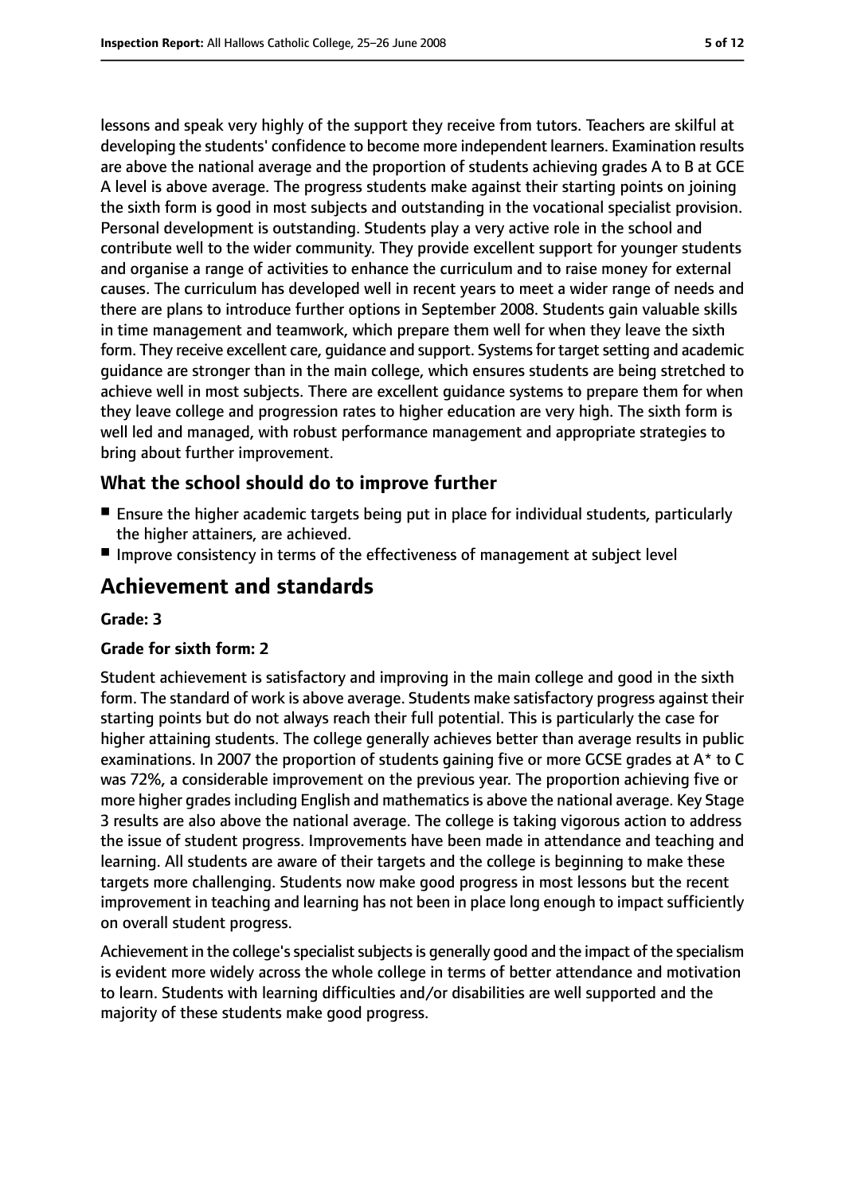lessons and speak very highly of the support they receive from tutors. Teachers are skilful at developing the students' confidence to become more independent learners. Examination results are above the national average and the proportion of students achieving grades A to B at GCE A level is above average. The progress students make against their starting points on joining the sixth form is good in most subjects and outstanding in the vocational specialist provision. Personal development is outstanding. Students play a very active role in the school and contribute well to the wider community. They provide excellent support for younger students and organise a range of activities to enhance the curriculum and to raise money for external causes. The curriculum has developed well in recent years to meet a wider range of needs and there are plans to introduce further options in September 2008. Students gain valuable skills in time management and teamwork, which prepare them well for when they leave the sixth form. They receive excellent care, guidance and support. Systems for target setting and academic guidance are stronger than in the main college, which ensures students are being stretched to achieve well in most subjects. There are excellent guidance systems to prepare them for when they leave college and progression rates to higher education are very high. The sixth form is well led and managed, with robust performance management and appropriate strategies to bring about further improvement.

### What the school should do to improve further

- Ensure the higher academic targets being put in place for individual students, particularly the higher attainers, are achieved.
- Improve consistency in terms of the effectiveness of management at subject level

## Achievement and standards

**Grade: 3**

**Grade for sixth form: 2**

Student achievement is satisfactory and improving in the main college and good in the sixth form. The standard of work is above average. Students make satisfactory progress against their starting points but do not always reach their full potential. This is particularly the case for higher attaining students. The college generally achieves better than average results in public examinations. In 2007 the proportion of students gaining five or more GCSE grades at A* to C was 72%, a considerable improvement on the previous year. The proportion achieving five or more higher grades including English and mathematics is above the national average. Key Stage 3 results are also above the national average. The college is taking vigorous action to address the issue of student progress. Improvements have been made in attendance and teaching and learning. All students are aware of their targets and the college is beginning to make these targets more challenging. Students now make good progress in most lessons but the recent improvement in teaching and learning has not been in place long enough to impact sufficiently on overall student progress.

Achievement in the college's specialist subjects is generally good and the impact of the specialism is evident more widely across the whole college in terms of better attendance and motivation to learn. Students with learning difficulties and/or disabilities are well supported and the majority of these students make good progress.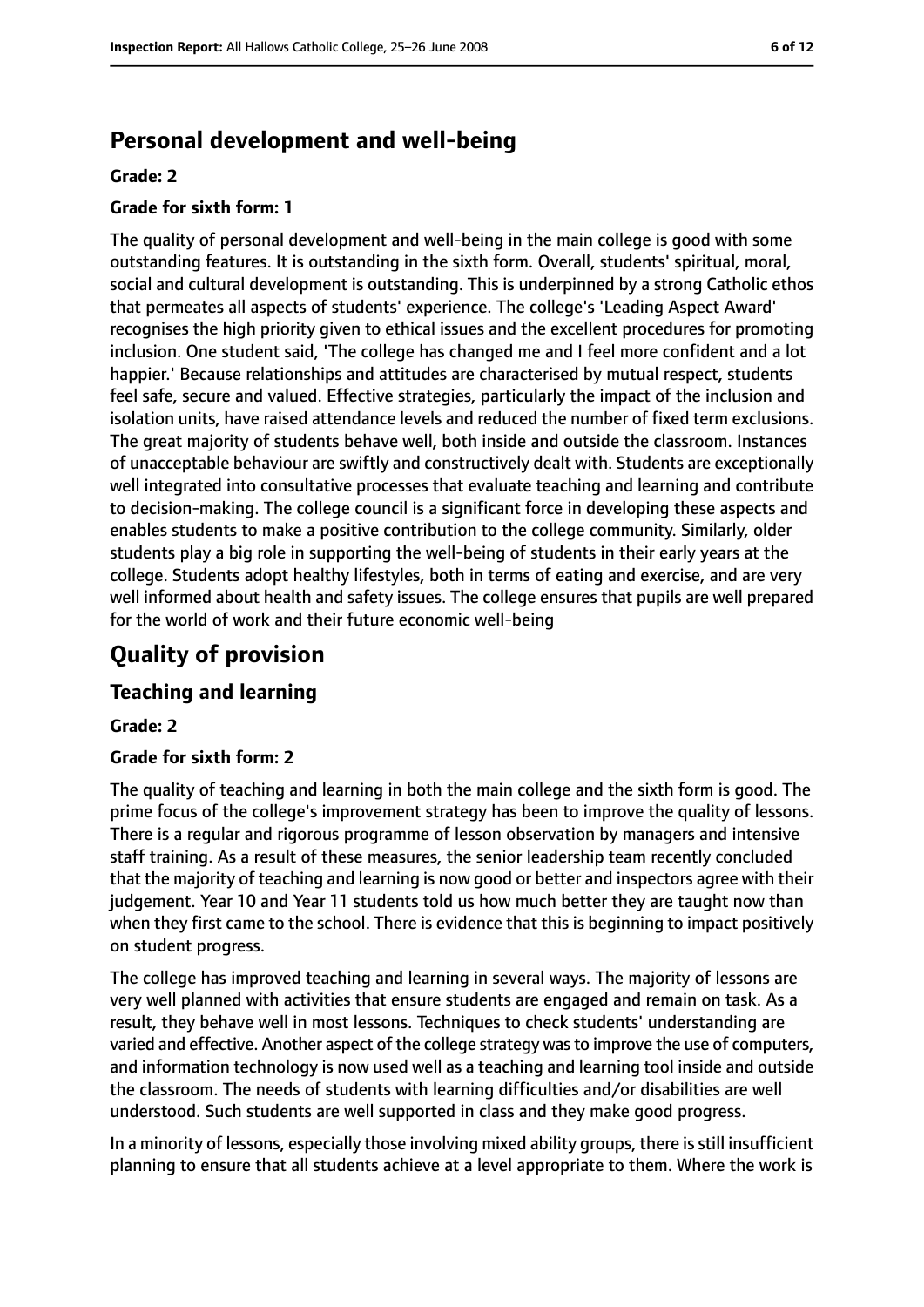## Personal development and well-being

**Grade: 2**

**Grade for sixth form: 1**

The quality of personal development and well-being in the main college is good with some outstanding features. It is outstanding in the sixth form. Overall, students' spiritual, moral, social and cultural development is outstanding. This is underpinned by a strong Catholic ethos that permeates all aspects of students' experience. The college's 'Leading Aspect Award' recognises the high priority given to ethical issues and the excellent procedures for promoting inclusion. One student said, 'The college has changed me and I feel more confident and a lot happier.' Because relationships and attitudes are characterised by mutual respect, students feel safe, secure and valued. Effective strategies, particularly the impact of the inclusion and isolation units, have raised attendance levels and reduced the number of fixed term exclusions. The great majority of students behave well, both inside and outside the classroom. Instances of unacceptable behaviour are swiftly and constructively dealt with. Students are exceptionally well integrated into consultative processes that evaluate teaching and learning and contribute to decision-making. The college council is a significant force in developing these aspects and enables students to make a positive contribution to the college community. Similarly, older students play a big role in supporting the well-being of students in their early years at the college. Students adopt healthy lifestyles, both in terms of eating and exercise, and are very well informed about health and safety issues. The college ensures that pupils are well prepared for the world of work and their future economic well-being

# Quality of provision

## Teaching and learning

**Grade: 2**

**Grade for sixth form: 2**

The quality of teaching and learning in both the main college and the sixth form is good. The prime focus of the college's improvement strategy has been to improve the quality of lessons. There is a regular and rigorous programme of lesson observation by managers and intensive staff training. As a result of these measures, the senior leadership team recently concluded that the majority of teaching and learning is now good or better and inspectors agree with their judgement. Year 10 and Year 11 students told us how much better they are taught now than when they first came to the school. There is evidence that this is beginning to impact positively on student progress.

The college has improved teaching and learning in several ways. The majority of lessons are very well planned with activities that ensure students are engaged and remain on task. As a result, they behave well in most lessons. Techniques to check students' understanding are varied and effective. Another aspect of the college strategy was to improve the use of computers, and information technology is now used well as a teaching and learning tool inside and outside the classroom. The needs of students with learning difficulties and/or disabilities are well understood. Such students are well supported in class and they make good progress.

In a minority of lessons, especially those involving mixed ability groups, there is still insufficient planning to ensure that all students achieve at a level appropriate to them. Where the work is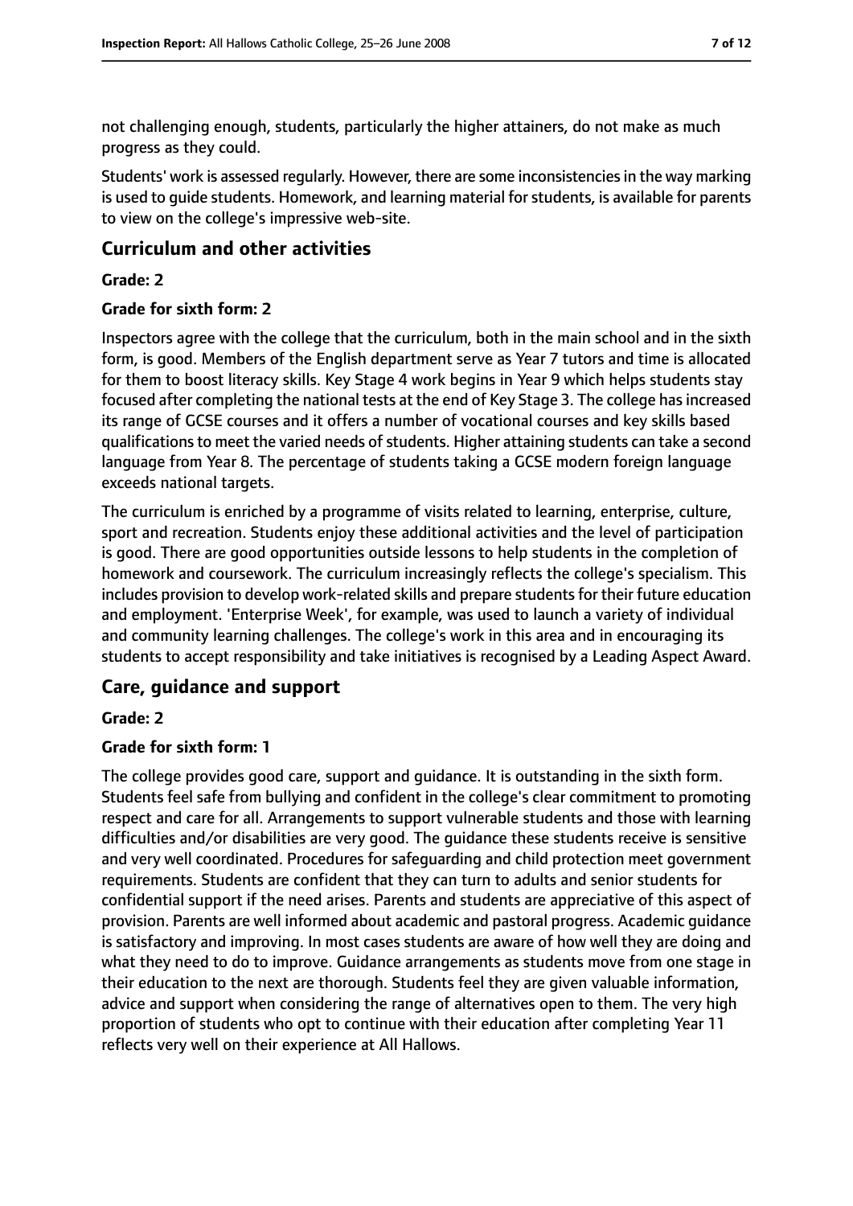not challenging enough, students, particularly the higher attainers, do not make as much progress as they could.

Students' work is assessed regularly. However, there are some inconsistencies in the way marking is used to guide students. Homework, and learning material for students, is available for parents to view on the college's impressive web-site.

## Curriculum and other activities

**Grade: 2**

**Grade for sixth form: 2**

Inspectors agree with the college that the curriculum, both in the main school and in the sixth form, is good. Members of the English department serve as Year 7 tutors and time is allocated for them to boost literacy skills. Key Stage 4 work begins in Year 9 which helps students stay focused after completing the national tests at the end of Key Stage 3. The college has increased its range of GCSE courses and it offers a number of vocational courses and key skills based qualifications to meet the varied needs of students. Higher attaining students can take a second language from Year 8. The percentage of students taking a GCSE modern foreign language exceeds national targets.

The curriculum is enriched by a programme of visits related to learning, enterprise, culture, sport and recreation. Students enjoy these additional activities and the level of participation is good. There are good opportunities outside lessons to help students in the completion of homework and coursework. The curriculum increasingly reflects the college's specialism. This includes provision to develop work-related skills and prepare students for their future education and employment. 'Enterprise Week', for example, was used to launch a variety of individual and community learning challenges. The college's work in this area and in encouraging its students to accept responsibility and take initiatives is recognised by a Leading Aspect Award.

## Care, guidance and support

**Grade: 2**

**Grade for sixth form: 1**

The college provides good care, support and guidance. It is outstanding in the sixth form. Students feel safe from bullying and confident in the college's clear commitment to promoting respect and care for all. Arrangements to support vulnerable students and those with learning difficulties and/or disabilities are very good. The guidance these students receive is sensitive and very well coordinated. Procedures for safeguarding and child protection meet government requirements. Students are confident that they can turn to adults and senior students for confidential support if the need arises. Parents and students are appreciative of this aspect of provision. Parents are well informed about academic and pastoral progress. Academic guidance is satisfactory and improving. In most cases students are aware of how well they are doing and what they need to do to improve. Guidance arrangements as students move from one stage in their education to the next are thorough. Students feel they are given valuable information, advice and support when considering the range of alternatives open to them. The very high proportion of students who opt to continue with their education after completing Year 11 reflects very well on their experience at All Hallows.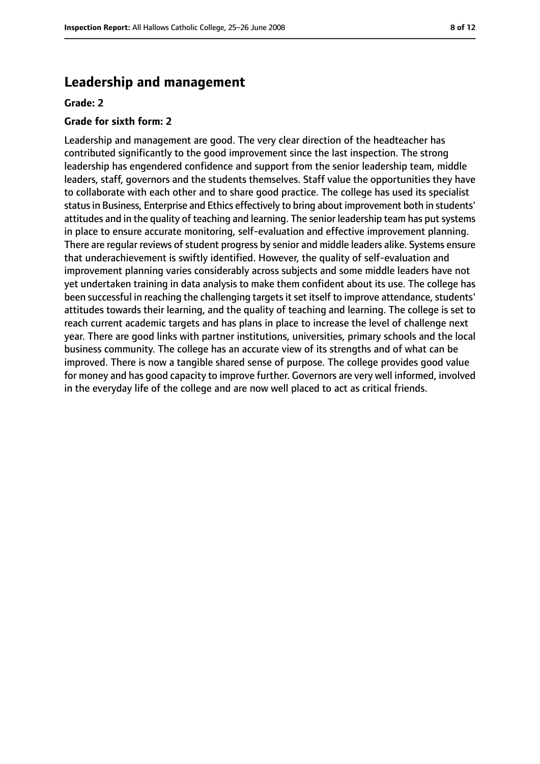## Leadership and management

**Grade: 2**

**Grade for sixth form: 2**

Leadership and management are good. The very clear direction of the headteacher has contributed significantly to the good improvement since the last inspection. The strong leadership has engendered confidence and support from the senior leadership team, middle leaders, staff, governors and the students themselves. Staff value the opportunities they have to collaborate with each other and to share good practice. The college has used its specialist status in Business, Enterprise and Ethics effectively to bring about improvement both in students' attitudes and in the quality of teaching and learning. The senior leadership team has put systems in place to ensure accurate monitoring, self-evaluation and effective improvement planning. There are regular reviews of student progress by senior and middle leaders alike. Systems ensure that underachievement is swiftly identified. However, the quality of self-evaluation and improvement planning varies considerably across subjects and some middle leaders have not yet undertaken training in data analysis to make them confident about its use. The college has been successful in reaching the challenging targets it set itself to improve attendance, students' attitudes towards their learning, and the quality of teaching and learning. The college is set to reach current academic targets and has plans in place to increase the level of challenge next year. There are good links with partner institutions, universities, primary schools and the local business community. The college has an accurate view of its strengths and of what can be improved. There is now a tangible shared sense of purpose. The college provides good value for money and has good capacity to improve further. Governors are very well informed, involved in the everyday life of the college and are now well placed to act as critical friends.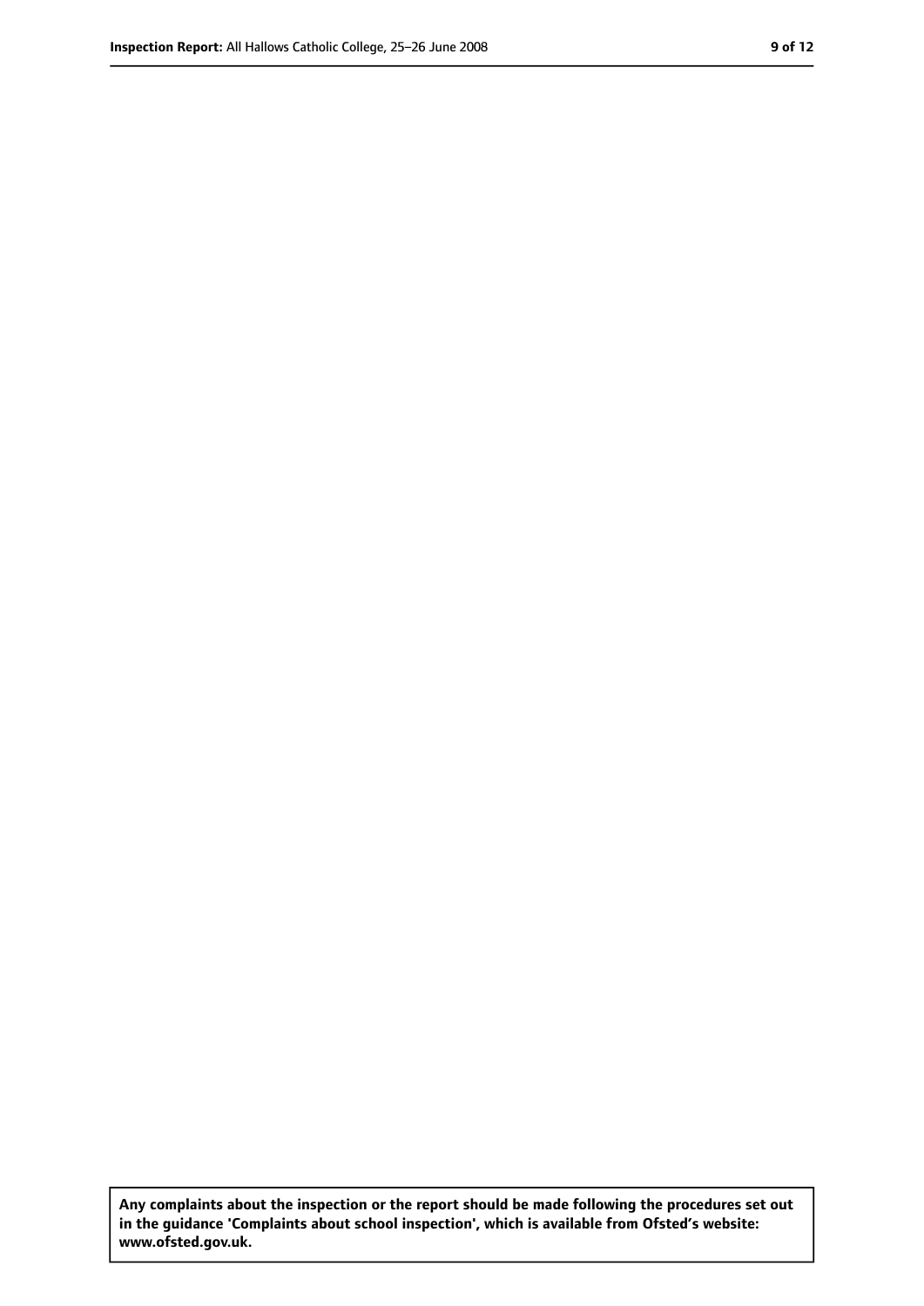**Any complaints about the inspection or the report should be made following the procedures set out in the guidance 'Complaints about school inspection', which is available from Ofsted's website: www.ofsted.gov.uk.**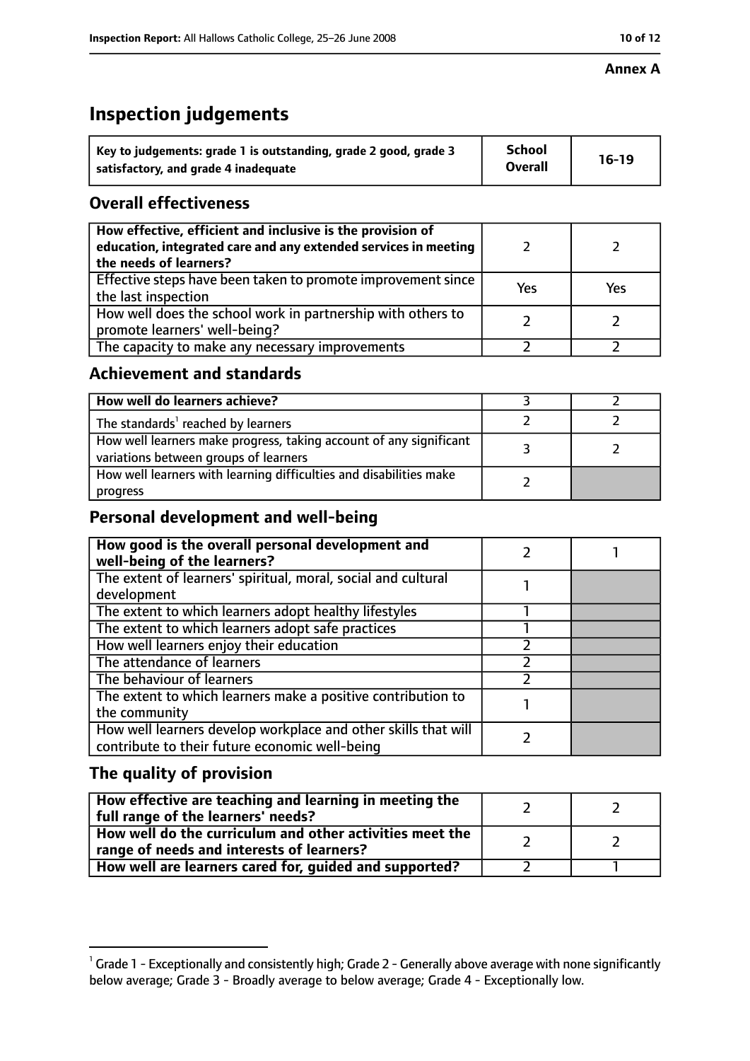**Annex A**

# Inspection judgements

| Key to judgements: grade 1 is outstanding, grade 2 good, grade 3 satisfactory, and grade 4 inadequate | School Overall | 16-19 |
|---|---|---|

## Overall effectiveness

| | | |
|---|---|---|
| How effective, efficient and inclusive is the provision of education, integrated care and any extended services in meeting the needs of learners? | 2 | 2 |
| Effective steps have been taken to promote improvement since the last inspection | Yes | Yes |
| How well does the school work in partnership with others to promote learners' well-being? | 2 | 2 |
| The capacity to make any necessary improvements | 2 | 2 |

## Achievement and standards

| | | |
|---|---|---|
| How well do learners achieve? | 3 | 2 |
| The standards[1] reached by learners | 2 | 2 |
| How well learners make progress, taking account of any significant variations between groups of learners | 3 | 2 |
| How well learners with learning difficulties and disabilities make progress | 2 | |

## Personal development and well-being

| | | |
|---|---|---|
| How good is the overall personal development and well-being of the learners? | 2 | 1 |
| The extent of learners' spiritual, moral, social and cultural development | 1 | |
| The extent to which learners adopt healthy lifestyles | 1 | |
| The extent to which learners adopt safe practices | 1 | |
| How well learners enjoy their education | 2 | |
| The attendance of learners | 2 | |
| The behaviour of learners | 2 | |
| The extent to which learners make a positive contribution to the community | 1 | |
| How well learners develop workplace and other skills that will contribute to their future economic well-being | 2 | |

## The quality of provision

| | | |
|---|---|---|
| How effective are teaching and learning in meeting the full range of the learners' needs? | 2 | 2 |
| How well do the curriculum and other activities meet the range of needs and interests of learners? | 2 | 2 |
| How well are learners cared for, guided and supported? | 2 | 1 |

[1] Grade 1 - Exceptionally and consistently high; Grade 2 - Generally above average with none significantly below average; Grade 3 - Broadly average to below average; Grade 4 - Exceptionally low.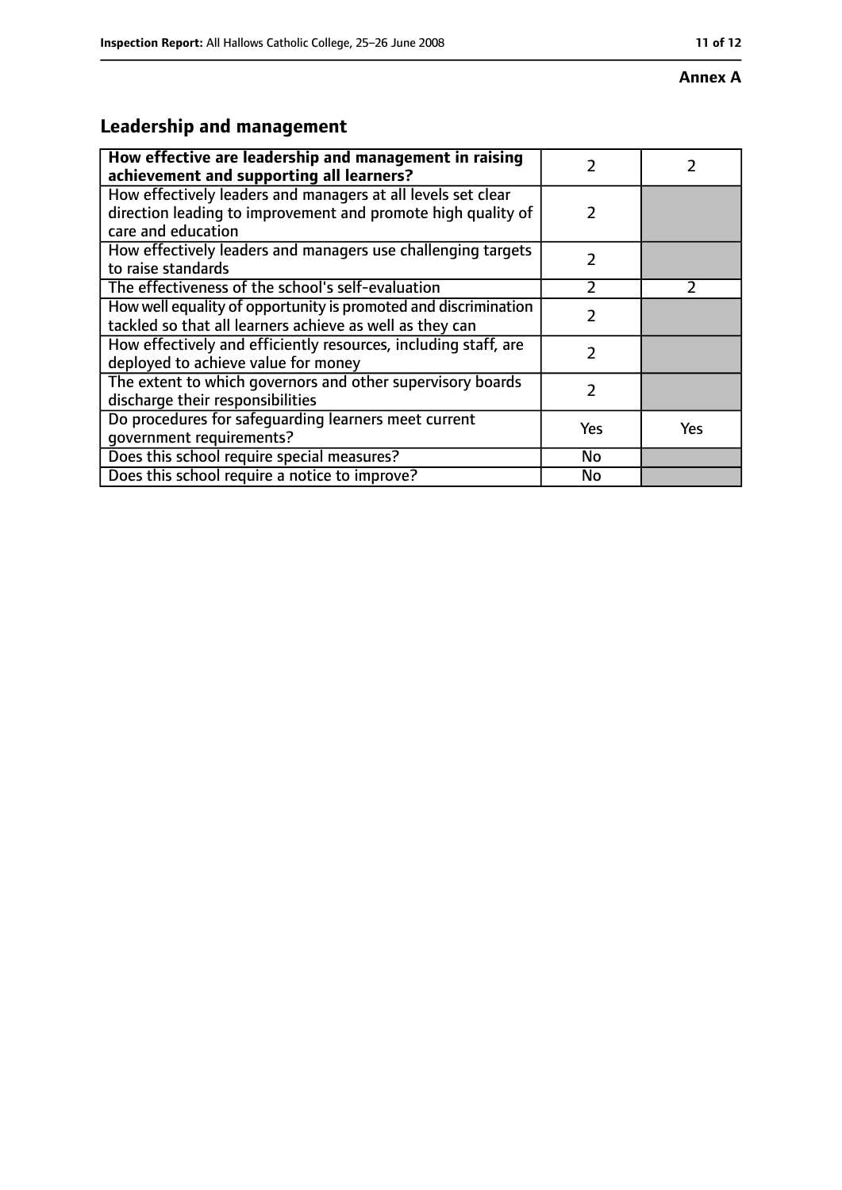**Annex A**

## Leadership and management

| How effective are leadership and management in raising achievement and supporting all learners? | 2 | 2 |
|---|---|---|
| How effectively leaders and managers at all levels set clear direction leading to improvement and promote high quality of care and education | 2 | |
| How effectively leaders and managers use challenging targets to raise standards | 2 | |
| The effectiveness of the school's self-evaluation | 2 | 2 |
| How well equality of opportunity is promoted and discrimination tackled so that all learners achieve as well as they can | 2 | |
| How effectively and efficiently resources, including staff, are deployed to achieve value for money | 2 | |
| The extent to which governors and other supervisory boards discharge their responsibilities | 2 | |
| Do procedures for safeguarding learners meet current government requirements? | Yes | Yes |
| Does this school require special measures? | No | |
| Does this school require a notice to improve? | No | |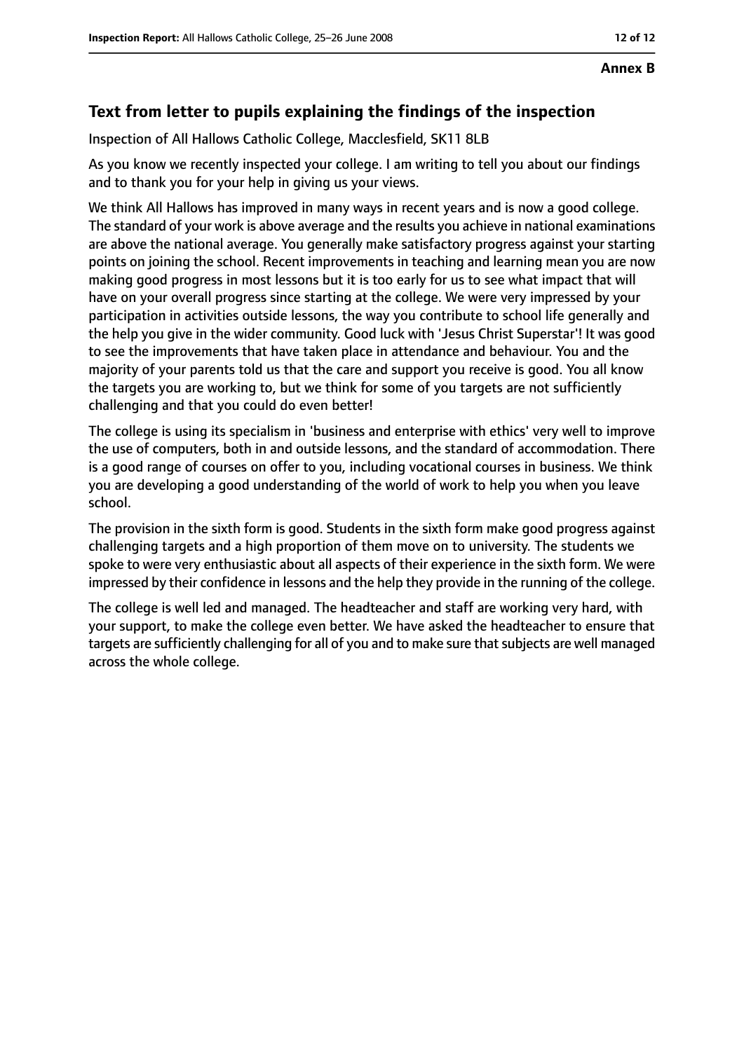**Annex B**

## Text from letter to pupils explaining the findings of the inspection

Inspection of All Hallows Catholic College, Macclesfield, SK11 8LB

As you know we recently inspected your college. I am writing to tell you about our findings and to thank you for your help in giving us your views.

We think All Hallows has improved in many ways in recent years and is now a good college. The standard of your work is above average and the results you achieve in national examinations are above the national average. You generally make satisfactory progress against your starting points on joining the school. Recent improvements in teaching and learning mean you are now making good progress in most lessons but it is too early for us to see what impact that will have on your overall progress since starting at the college. We were very impressed by your participation in activities outside lessons, the way you contribute to school life generally and the help you give in the wider community. Good luck with 'Jesus Christ Superstar'! It was good to see the improvements that have taken place in attendance and behaviour. You and the majority of your parents told us that the care and support you receive is good. You all know the targets you are working to, but we think for some of you targets are not sufficiently challenging and that you could do even better!

The college is using its specialism in 'business and enterprise with ethics' very well to improve the use of computers, both in and outside lessons, and the standard of accommodation. There is a good range of courses on offer to you, including vocational courses in business. We think you are developing a good understanding of the world of work to help you when you leave school.

The provision in the sixth form is good. Students in the sixth form make good progress against challenging targets and a high proportion of them move on to university. The students we spoke to were very enthusiastic about all aspects of their experience in the sixth form. We were impressed by their confidence in lessons and the help they provide in the running of the college.

The college is well led and managed. The headteacher and staff are working very hard, with your support, to make the college even better. We have asked the headteacher to ensure that targets are sufficiently challenging for all of you and to make sure that subjects are well managed across the whole college.